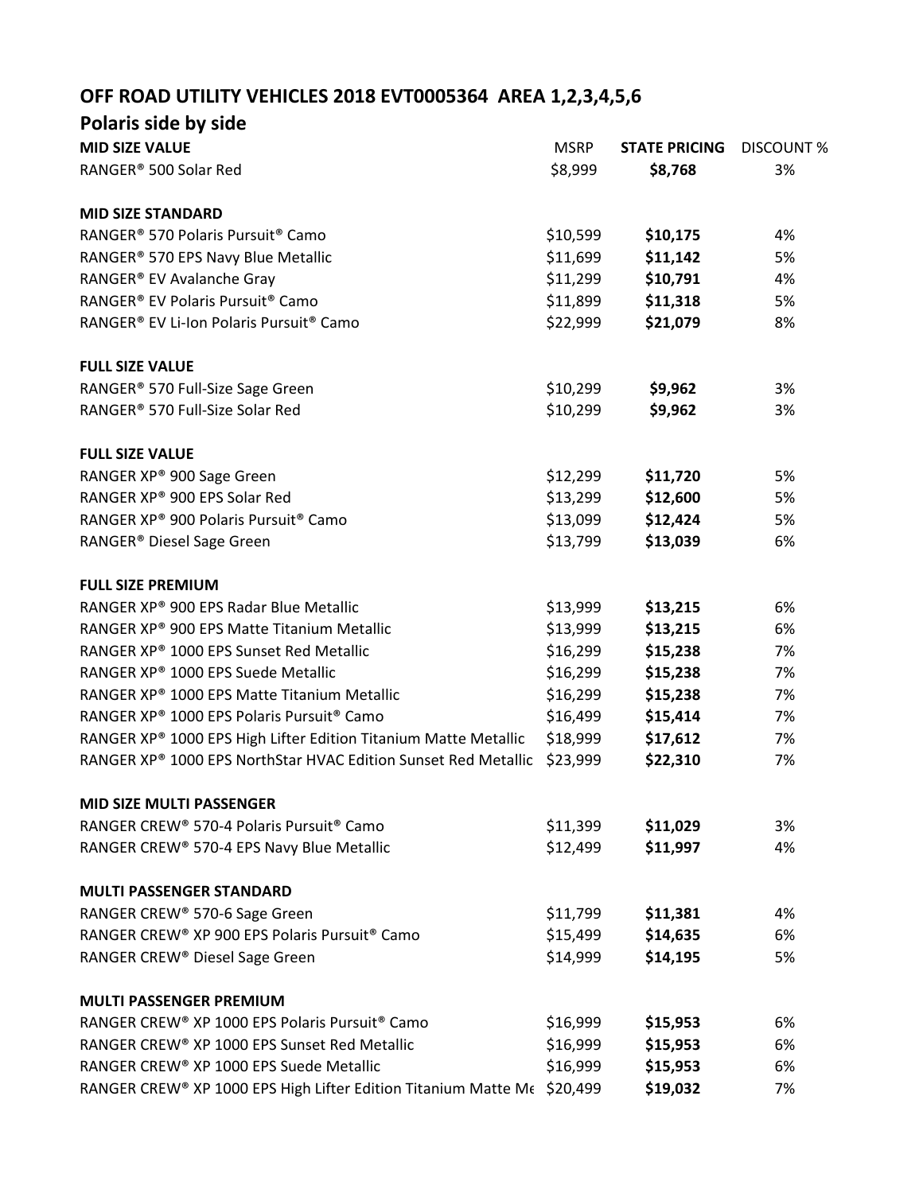# OFF ROAD UTILITY VEHICLES 2018 EVT0005364 AREA 1,2,3,4,5,6

## Polaris side by side

| | MSRP | STATE PRICING | DISCOUNT % |
|---|---|---|---|
| **MID SIZE VALUE** | | | |
| RANGER® 500 Solar Red | $8,999 | **$8,768** | 3% |
| | | | |
| **MID SIZE STANDARD** | | | |
| RANGER® 570 Polaris Pursuit® Camo | $10,599 | **$10,175** | 4% |
| RANGER® 570 EPS Navy Blue Metallic | $11,699 | **$11,142** | 5% |
| RANGER® EV Avalanche Gray | $11,299 | **$10,791** | 4% |
| RANGER® EV Polaris Pursuit® Camo | $11,899 | **$11,318** | 5% |
| RANGER® EV Li-Ion Polaris Pursuit® Camo | $22,999 | **$21,079** | 8% |
| | | | |
| **FULL SIZE VALUE** | | | |
| RANGER® 570 Full-Size Sage Green | $10,299 | **$9,962** | 3% |
| RANGER® 570 Full-Size Solar Red | $10,299 | **$9,962** | 3% |
| | | | |
| **FULL SIZE VALUE** | | | |
| RANGER XP® 900 Sage Green | $12,299 | **$11,720** | 5% |
| RANGER XP® 900 EPS Solar Red | $13,299 | **$12,600** | 5% |
| RANGER XP® 900 Polaris Pursuit® Camo | $13,099 | **$12,424** | 5% |
| RANGER® Diesel Sage Green | $13,799 | **$13,039** | 6% |
| | | | |
| **FULL SIZE PREMIUM** | | | |
| RANGER XP® 900 EPS Radar Blue Metallic | $13,999 | **$13,215** | 6% |
| RANGER XP® 900 EPS Matte Titanium Metallic | $13,999 | **$13,215** | 6% |
| RANGER XP® 1000 EPS Sunset Red Metallic | $16,299 | **$15,238** | 7% |
| RANGER XP® 1000 EPS Suede Metallic | $16,299 | **$15,238** | 7% |
| RANGER XP® 1000 EPS Matte Titanium Metallic | $16,299 | **$15,238** | 7% |
| RANGER XP® 1000 EPS Polaris Pursuit® Camo | $16,499 | **$15,414** | 7% |
| RANGER XP® 1000 EPS High Lifter Edition Titanium Matte Metallic | $18,999 | **$17,612** | 7% |
| RANGER XP® 1000 EPS NorthStar HVAC Edition Sunset Red Metallic | $23,999 | **$22,310** | 7% |
| | | | |
| **MID SIZE MULTI PASSENGER** | | | |
| RANGER CREW® 570-4 Polaris Pursuit® Camo | $11,399 | **$11,029** | 3% |
| RANGER CREW® 570-4 EPS Navy Blue Metallic | $12,499 | **$11,997** | 4% |
| | | | |
| **MULTI PASSENGER STANDARD** | | | |
| RANGER CREW® 570-6 Sage Green | $11,799 | **$11,381** | 4% |
| RANGER CREW® XP 900 EPS Polaris Pursuit® Camo | $15,499 | **$14,635** | 6% |
| RANGER CREW® Diesel Sage Green | $14,999 | **$14,195** | 5% |
| | | | |
| **MULTI PASSENGER PREMIUM** | | | |
| RANGER CREW® XP 1000 EPS Polaris Pursuit® Camo | $16,999 | **$15,953** | 6% |
| RANGER CREW® XP 1000 EPS Sunset Red Metallic | $16,999 | **$15,953** | 6% |
| RANGER CREW® XP 1000 EPS Suede Metallic | $16,999 | **$15,953** | 6% |
| RANGER CREW® XP 1000 EPS High Lifter Edition Titanium Matte Me | $20,499 | **$19,032** | 7% |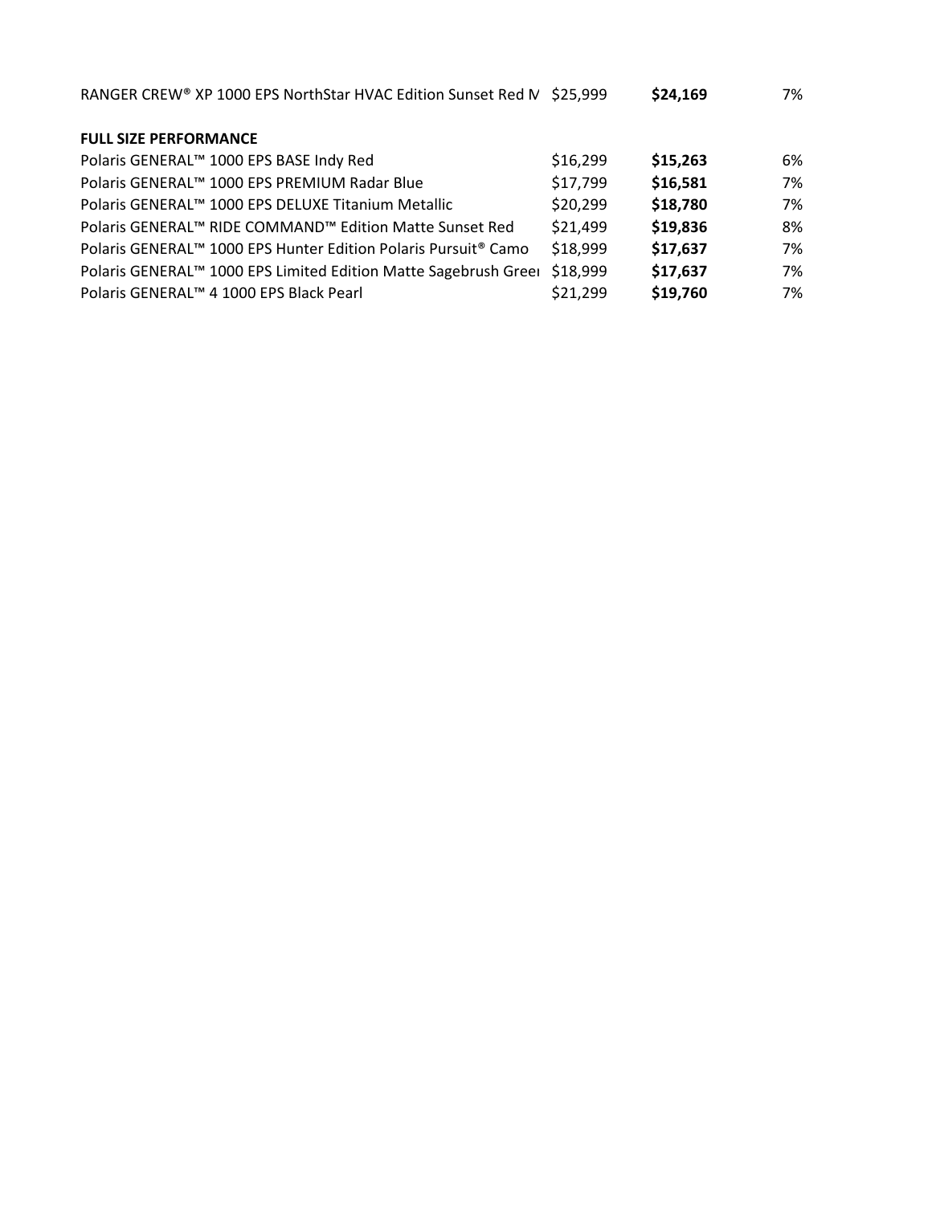| | | | |
|---|---|---|---|
| RANGER CREW® XP 1000 EPS NorthStar HVAC Edition Sunset Red M | $25,999 | **$24,169** | 7% |
| **FULL SIZE PERFORMANCE** | | | |
| Polaris GENERAL™ 1000 EPS BASE Indy Red | $16,299 | **$15,263** | 6% |
| Polaris GENERAL™ 1000 EPS PREMIUM Radar Blue | $17,799 | **$16,581** | 7% |
| Polaris GENERAL™ 1000 EPS DELUXE Titanium Metallic | $20,299 | **$18,780** | 7% |
| Polaris GENERAL™ RIDE COMMAND™ Edition Matte Sunset Red | $21,499 | **$19,836** | 8% |
| Polaris GENERAL™ 1000 EPS Hunter Edition Polaris Pursuit® Camo | $18,999 | **$17,637** | 7% |
| Polaris GENERAL™ 1000 EPS Limited Edition Matte Sagebrush Greer | $18,999 | **$17,637** | 7% |
| Polaris GENERAL™ 4 1000 EPS Black Pearl | $21,299 | **$19,760** | 7% |